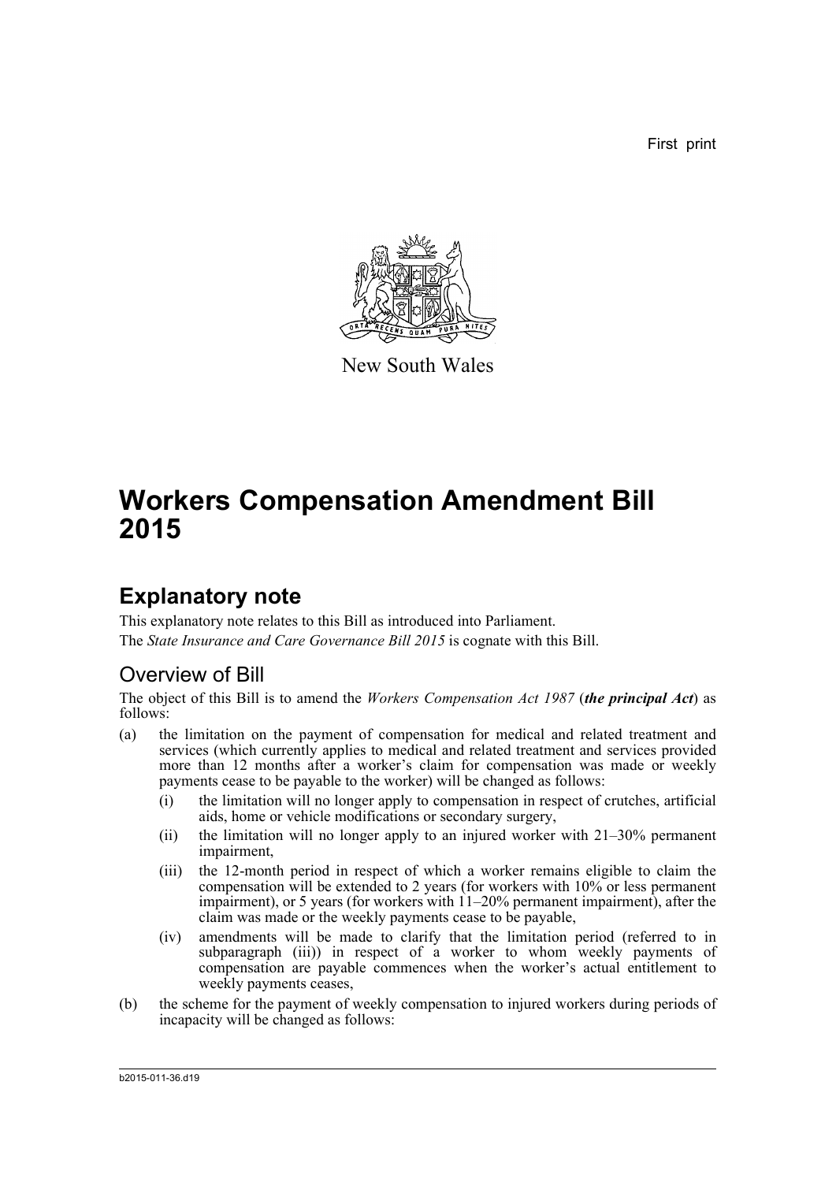First print

New South Wales

# Workers Compensation Amendment Bill 2015

## Explanatory note

This explanatory note relates to this Bill as introduced into Parliament.

The *State Insurance and Care Governance Bill 2015* is cognate with this Bill.

### Overview of Bill

The object of this Bill is to amend the *Workers Compensation Act 1987* (***the principal Act***) as follows:

(a) the limitation on the payment of compensation for medical and related treatment and services (which currently applies to medical and related treatment and services provided more than 12 months after a worker's claim for compensation was made or weekly payments cease to be payable to the worker) will be changed as follows:

   (i) the limitation will no longer apply to compensation in respect of crutches, artificial aids, home or vehicle modifications or secondary surgery,

   (ii) the limitation will no longer apply to an injured worker with 21–30% permanent impairment,

   (iii) the 12-month period in respect of which a worker remains eligible to claim the compensation will be extended to 2 years (for workers with 10% or less permanent impairment), or 5 years (for workers with 11–20% permanent impairment), after the claim was made or the weekly payments cease to be payable,

   (iv) amendments will be made to clarify that the limitation period (referred to in subparagraph (iii)) in respect of a worker to whom weekly payments of compensation are payable commences when the worker's actual entitlement to weekly payments ceases,

(b) the scheme for the payment of weekly compensation to injured workers during periods of incapacity will be changed as follows:

b2015-011-36.d19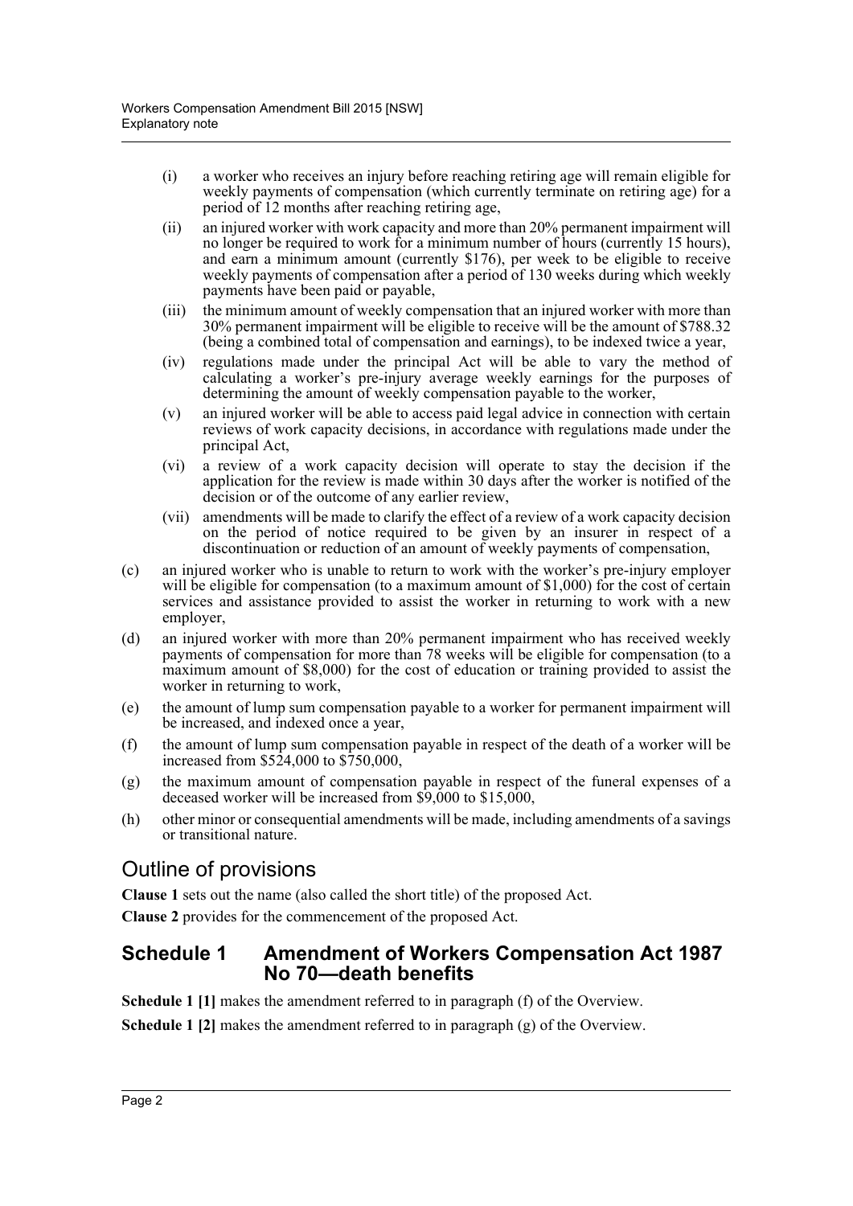- (i) a worker who receives an injury before reaching retiring age will remain eligible for weekly payments of compensation (which currently terminate on retiring age) for a period of 12 months after reaching retiring age,
- (ii) an injured worker with work capacity and more than 20% permanent impairment will no longer be required to work for a minimum number of hours (currently 15 hours), and earn a minimum amount (currently $176), per week to be eligible to receive weekly payments of compensation after a period of 130 weeks during which weekly payments have been paid or payable,
- (iii) the minimum amount of weekly compensation that an injured worker with more than 30% permanent impairment will be eligible to receive will be the amount of $788.32 (being a combined total of compensation and earnings), to be indexed twice a year,
- (iv) regulations made under the principal Act will be able to vary the method of calculating a worker's pre-injury average weekly earnings for the purposes of determining the amount of weekly compensation payable to the worker,
- (v) an injured worker will be able to access paid legal advice in connection with certain reviews of work capacity decisions, in accordance with regulations made under the principal Act,
- (vi) a review of a work capacity decision will operate to stay the decision if the application for the review is made within 30 days after the worker is notified of the decision or of the outcome of any earlier review,
- (vii) amendments will be made to clarify the effect of a review of a work capacity decision on the period of notice required to be given by an insurer in respect of a discontinuation or reduction of an amount of weekly payments of compensation,

(c) an injured worker who is unable to return to work with the worker's pre-injury employer will be eligible for compensation (to a maximum amount of $1,000) for the cost of certain services and assistance provided to assist the worker in returning to work with a new employer,

(d) an injured worker with more than 20% permanent impairment who has received weekly payments of compensation for more than 78 weeks will be eligible for compensation (to a maximum amount of $8,000) for the cost of education or training provided to assist the worker in returning to work,

(e) the amount of lump sum compensation payable to a worker for permanent impairment will be increased, and indexed once a year,

(f) the amount of lump sum compensation payable in respect of the death of a worker will be increased from $524,000 to $750,000,

(g) the maximum amount of compensation payable in respect of the funeral expenses of a deceased worker will be increased from $9,000 to $15,000,

(h) other minor or consequential amendments will be made, including amendments of a savings or transitional nature.

## Outline of provisions

**Clause 1** sets out the name (also called the short title) of the proposed Act.

**Clause 2** provides for the commencement of the proposed Act.

### Schedule 1 Amendment of Workers Compensation Act 1987 No 70—death benefits

**Schedule 1 [1]** makes the amendment referred to in paragraph (f) of the Overview.

**Schedule 1 [2]** makes the amendment referred to in paragraph (g) of the Overview.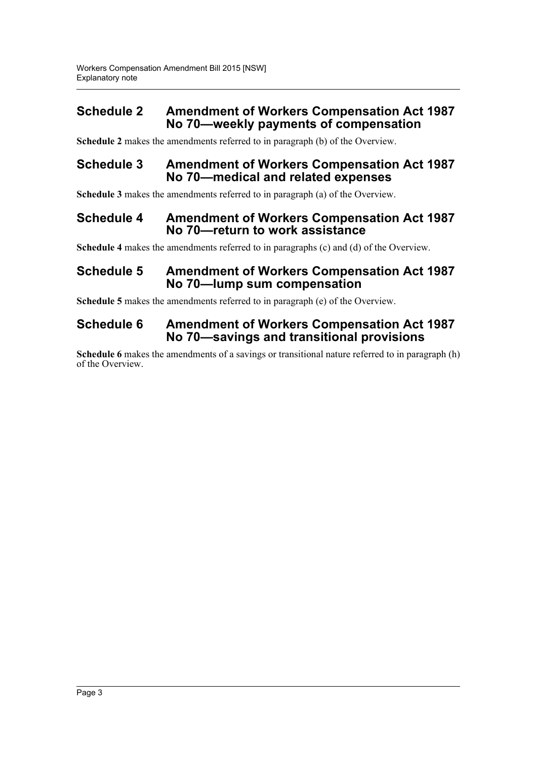## Schedule 2 Amendment of Workers Compensation Act 1987 No 70—weekly payments of compensation

**Schedule 2** makes the amendments referred to in paragraph (b) of the Overview.

## Schedule 3 Amendment of Workers Compensation Act 1987 No 70—medical and related expenses

**Schedule 3** makes the amendments referred to in paragraph (a) of the Overview.

## Schedule 4 Amendment of Workers Compensation Act 1987 No 70—return to work assistance

**Schedule 4** makes the amendments referred to in paragraphs (c) and (d) of the Overview.

## Schedule 5 Amendment of Workers Compensation Act 1987 No 70—lump sum compensation

**Schedule 5** makes the amendments referred to in paragraph (e) of the Overview.

## Schedule 6 Amendment of Workers Compensation Act 1987 No 70—savings and transitional provisions

**Schedule 6** makes the amendments of a savings or transitional nature referred to in paragraph (h) of the Overview.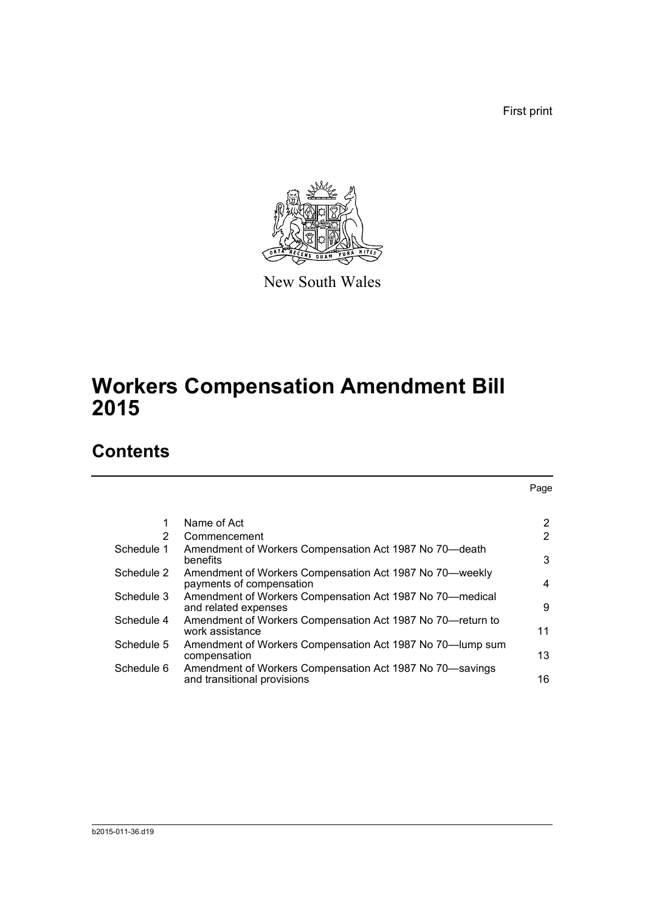First print

New South Wales

# Workers Compensation Amendment Bill 2015

## Contents

| | | Page |
|---|---|---|
| 1 | Name of Act | 2 |
| 2 | Commencement | 2 |
| Schedule 1 | Amendment of Workers Compensation Act 1987 No 70—death benefits | 3 |
| Schedule 2 | Amendment of Workers Compensation Act 1987 No 70—weekly payments of compensation | 4 |
| Schedule 3 | Amendment of Workers Compensation Act 1987 No 70—medical and related expenses | 9 |
| Schedule 4 | Amendment of Workers Compensation Act 1987 No 70—return to work assistance | 11 |
| Schedule 5 | Amendment of Workers Compensation Act 1987 No 70—lump sum compensation | 13 |
| Schedule 6 | Amendment of Workers Compensation Act 1987 No 70—savings and transitional provisions | 16 |

b2015-011-36.d19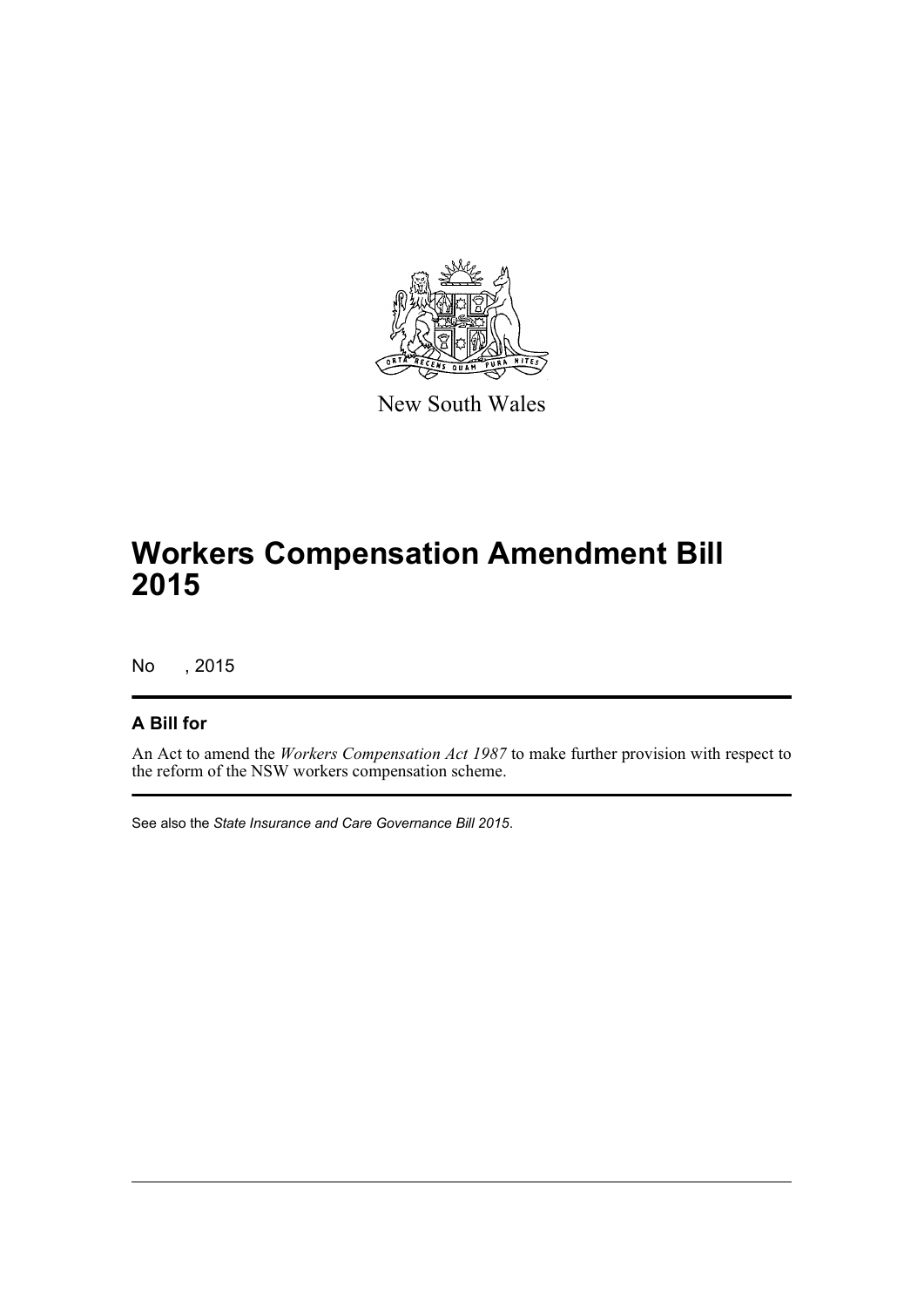New South Wales

# Workers Compensation Amendment Bill 2015

No , 2015

## A Bill for

An Act to amend the *Workers Compensation Act 1987* to make further provision with respect to the reform of the NSW workers compensation scheme.

See also the *State Insurance and Care Governance Bill 2015*.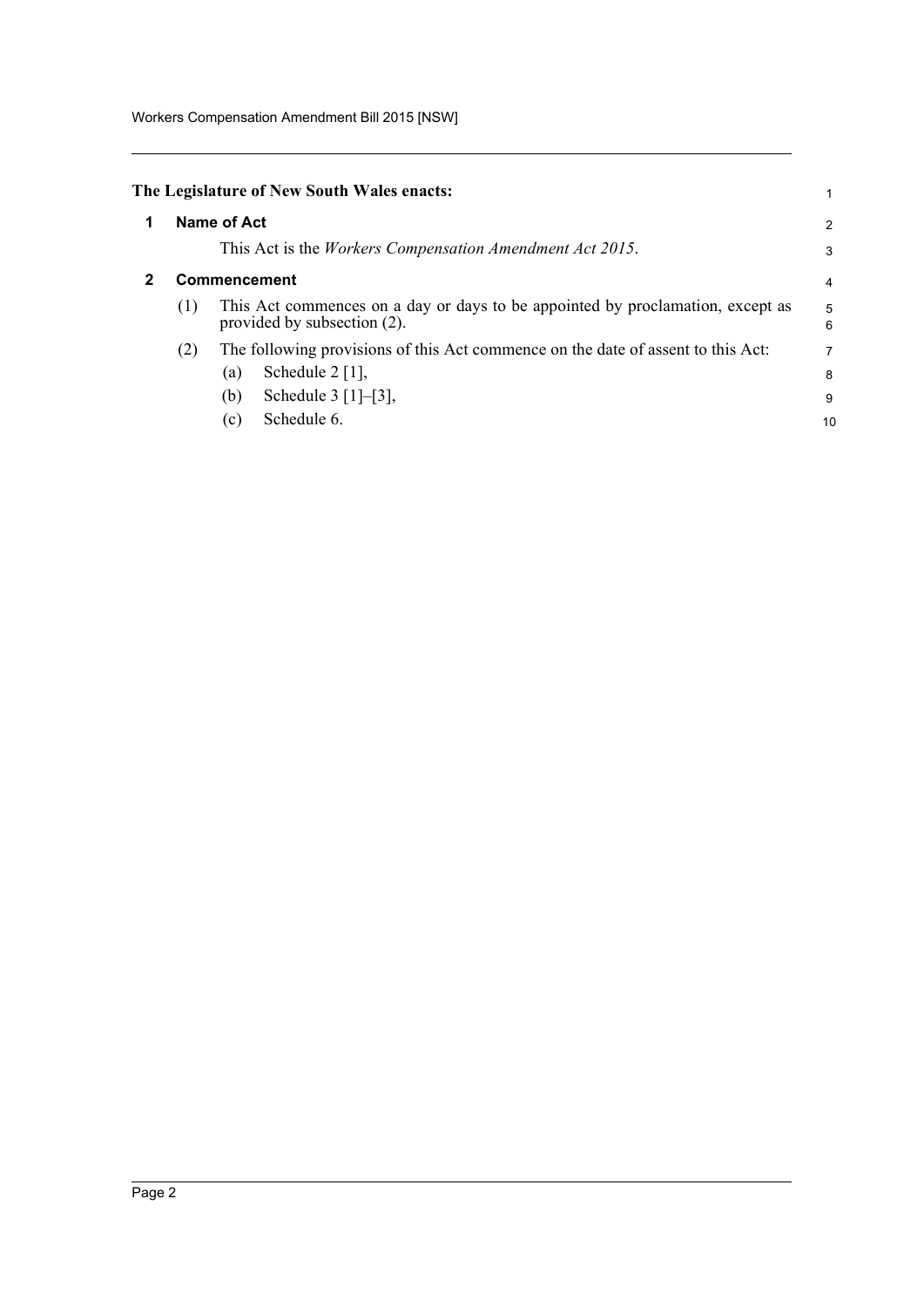**The Legislature of New South Wales enacts:**

## 1 Name of Act

This Act is the *Workers Compensation Amendment Act 2015*.

## 2 Commencement

(1) This Act commences on a day or days to be appointed by proclamation, except as provided by subsection (2).

(2) The following provisions of this Act commence on the date of assent to this Act:

(a) Schedule 2 [1],

(b) Schedule 3 [1]–[3],

(c) Schedule 6.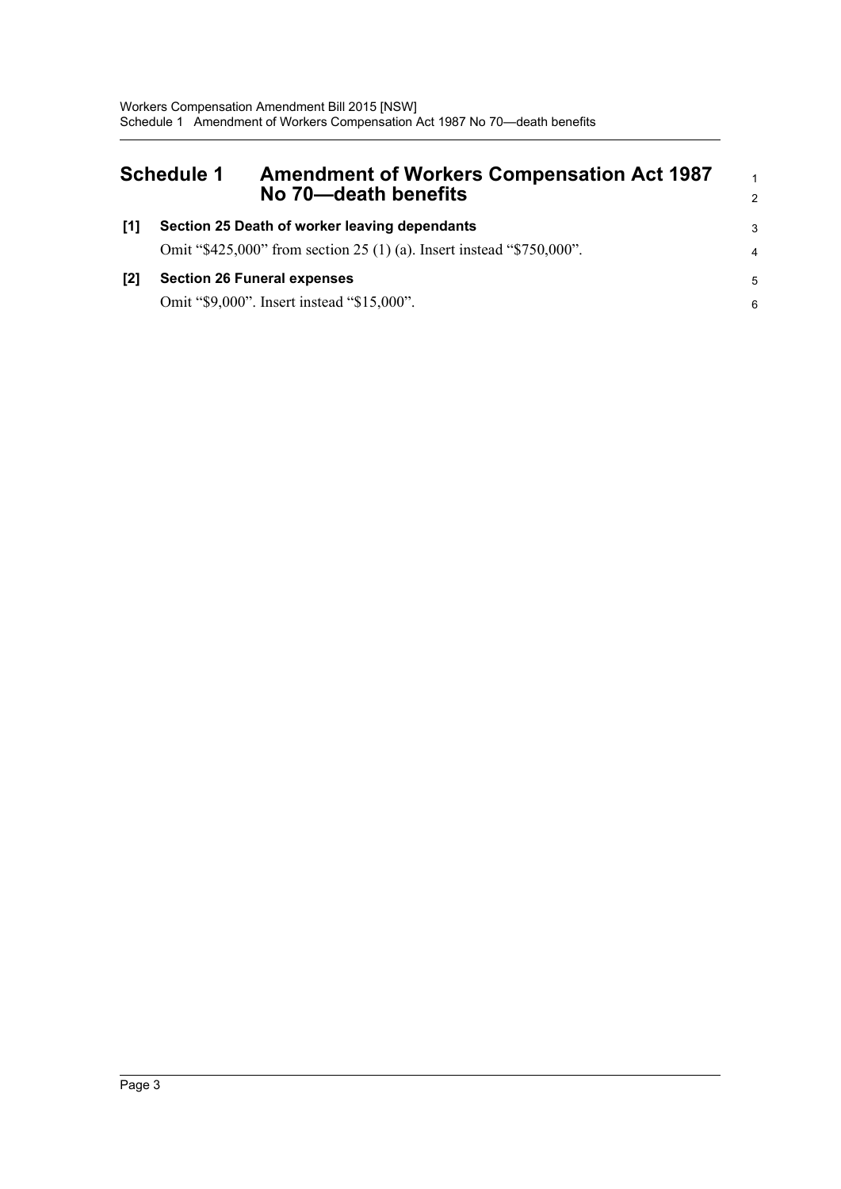## Schedule 1 Amendment of Workers Compensation Act 1987 No 70—death benefits

**[1] Section 25 Death of worker leaving dependants**

Omit "$425,000" from section 25 (1) (a). Insert instead "$750,000".

**[2] Section 26 Funeral expenses**

Omit "$9,000". Insert instead "$15,000".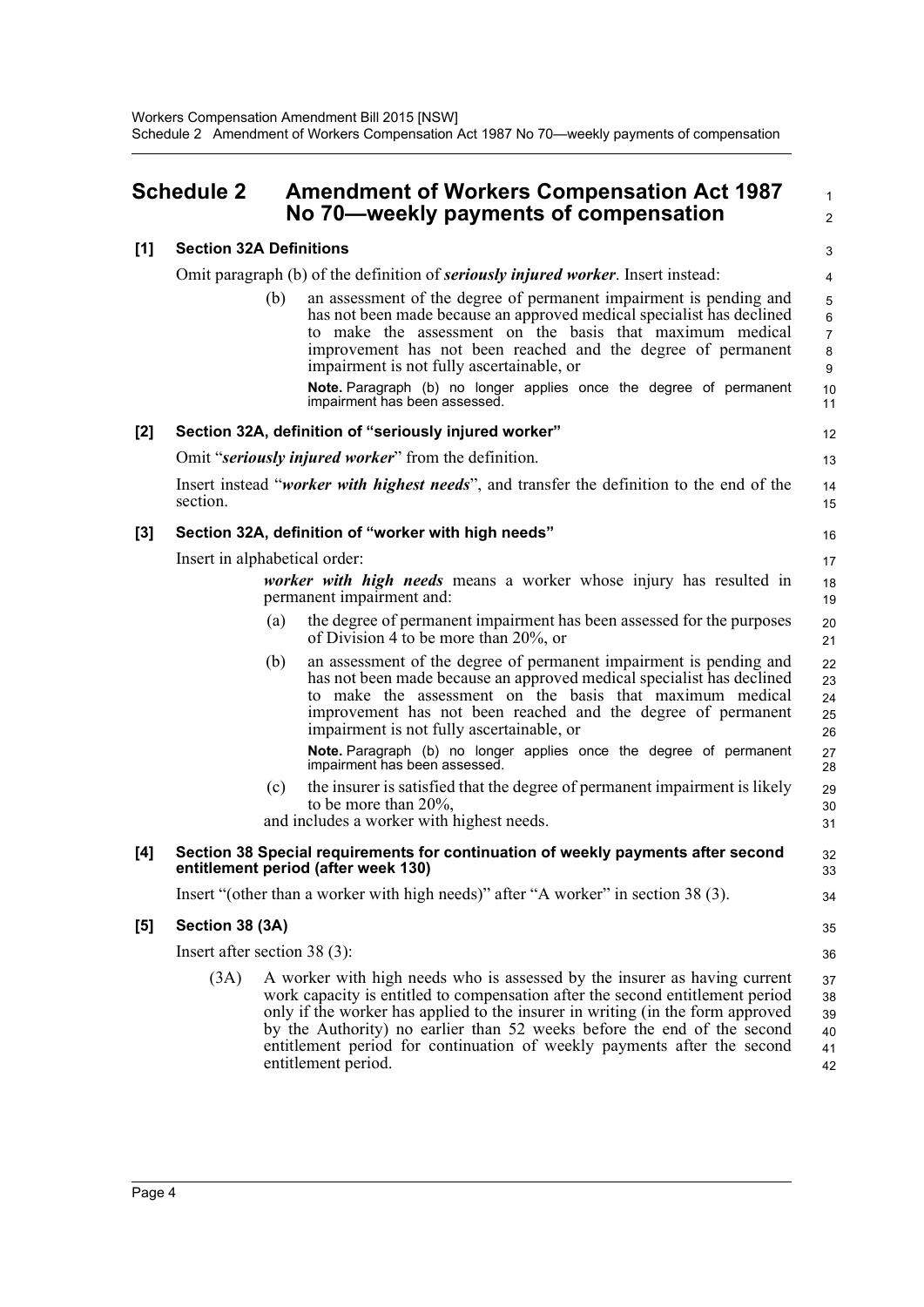## Schedule 2 Amendment of Workers Compensation Act 1987 No 70—weekly payments of compensation

**[1] Section 32A Definitions**

Omit paragraph (b) of the definition of ***seriously injured worker***. Insert instead:

> (b) an assessment of the degree of permanent impairment is pending and has not been made because an approved medical specialist has declined to make the assessment on the basis that maximum medical improvement has not been reached and the degree of permanent impairment is not fully ascertainable, or
>
> **Note.** Paragraph (b) no longer applies once the degree of permanent impairment has been assessed.

**[2] Section 32A, definition of "seriously injured worker"**

Omit "***seriously injured worker***" from the definition.

Insert instead "***worker with highest needs***", and transfer the definition to the end of the section.

**[3] Section 32A, definition of "worker with high needs"**

Insert in alphabetical order:

> ***worker with high needs*** means a worker whose injury has resulted in permanent impairment and:
>
> (a) the degree of permanent impairment has been assessed for the purposes of Division 4 to be more than 20%, or
>
> (b) an assessment of the degree of permanent impairment is pending and has not been made because an approved medical specialist has declined to make the assessment on the basis that maximum medical improvement has not been reached and the degree of permanent impairment is not fully ascertainable, or
>
> **Note.** Paragraph (b) no longer applies once the degree of permanent impairment has been assessed.
>
> (c) the insurer is satisfied that the degree of permanent impairment is likely to be more than 20%,
>
> and includes a worker with highest needs.

**[4] Section 38 Special requirements for continuation of weekly payments after second entitlement period (after week 130)**

Insert "(other than a worker with high needs)" after "A worker" in section 38 (3).

**[5] Section 38 (3A)**

Insert after section 38 (3):

> (3A) A worker with high needs who is assessed by the insurer as having current work capacity is entitled to compensation after the second entitlement period only if the worker has applied to the insurer in writing (in the form approved by the Authority) no earlier than 52 weeks before the end of the second entitlement period for continuation of weekly payments after the second entitlement period.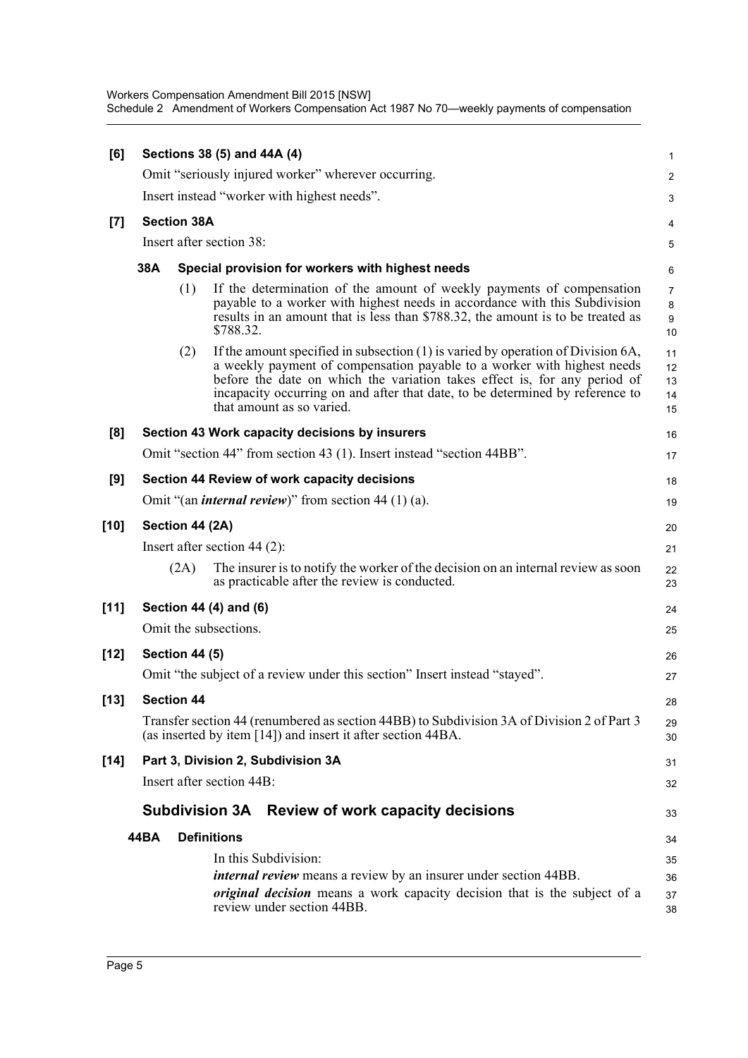**[6] Sections 38 (5) and 44A (4)**

Omit "seriously injured worker" wherever occurring.

Insert instead "worker with highest needs".

**[7] Section 38A**

Insert after section 38:

**38A Special provision for workers with highest needs**

(1) If the determination of the amount of weekly payments of compensation payable to a worker with highest needs in accordance with this Subdivision results in an amount that is less than $788.32, the amount is to be treated as $788.32.

(2) If the amount specified in subsection (1) is varied by operation of Division 6A, a weekly payment of compensation payable to a worker with highest needs before the date on which the variation takes effect is, for any period of incapacity occurring on and after that date, to be determined by reference to that amount as so varied.

**[8] Section 43 Work capacity decisions by insurers**

Omit "section 44" from section 43 (1). Insert instead "section 44BB".

**[9] Section 44 Review of work capacity decisions**

Omit "(an ***internal review***)" from section 44 (1) (a).

**[10] Section 44 (2A)**

Insert after section 44 (2):

(2A) The insurer is to notify the worker of the decision on an internal review as soon as practicable after the review is conducted.

**[11] Section 44 (4) and (6)**

Omit the subsections.

**[12] Section 44 (5)**

Omit "the subject of a review under this section" Insert instead "stayed".

**[13] Section 44**

Transfer section 44 (renumbered as section 44BB) to Subdivision 3A of Division 2 of Part 3 (as inserted by item [14]) and insert it after section 44BA.

**[14] Part 3, Division 2, Subdivision 3A**

Insert after section 44B:

## Subdivision 3A Review of work capacity decisions

**44BA Definitions**

In this Subdivision:

***internal review*** means a review by an insurer under section 44BB.

***original decision*** means a work capacity decision that is the subject of a review under section 44BB.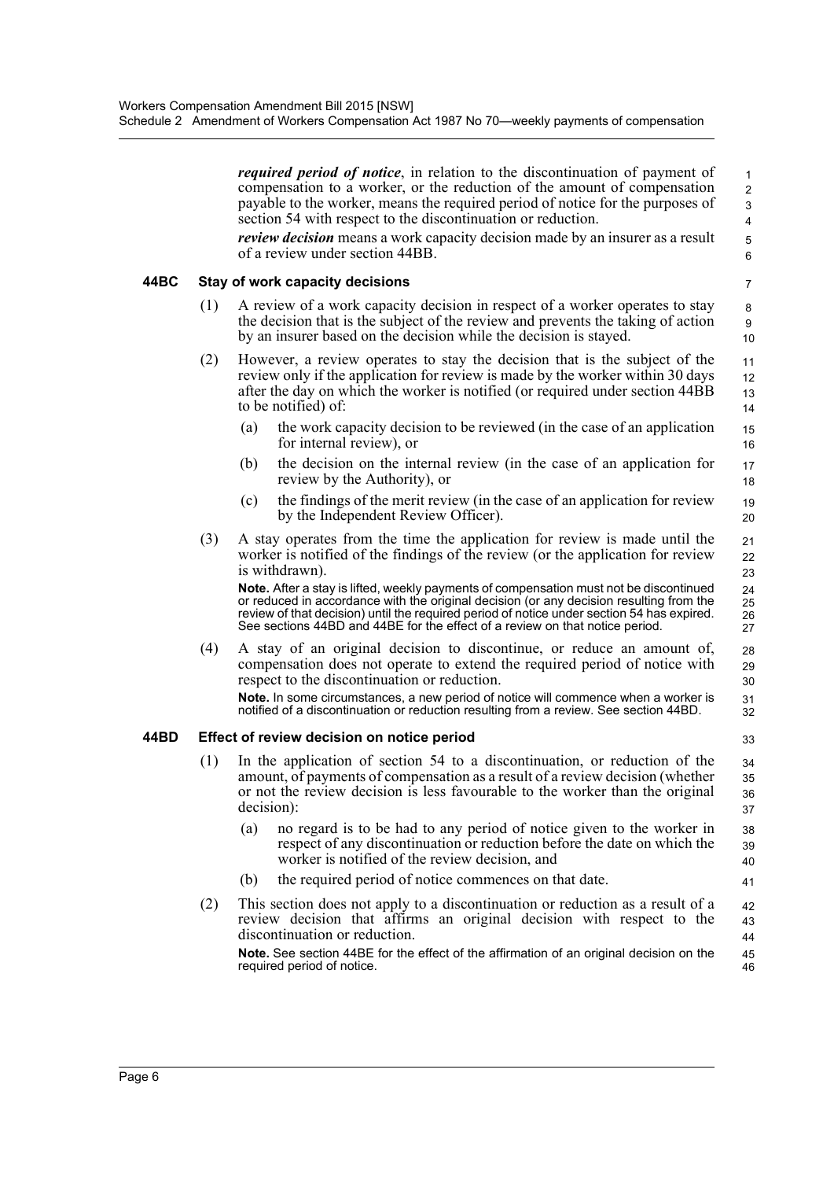***required period of notice***, in relation to the discontinuation of payment of compensation to a worker, or the reduction of the amount of compensation payable to the worker, means the required period of notice for the purposes of section 54 with respect to the discontinuation or reduction.

***review decision*** means a work capacity decision made by an insurer as a result of a review under section 44BB.

### 44BC Stay of work capacity decisions

(1) A review of a work capacity decision in respect of a worker operates to stay the decision that is the subject of the review and prevents the taking of action by an insurer based on the decision while the decision is stayed.

(2) However, a review operates to stay the decision that is the subject of the review only if the application for review is made by the worker within 30 days after the day on which the worker is notified (or required under section 44BB to be notified) of:

- (a) the work capacity decision to be reviewed (in the case of an application for internal review), or
- (b) the decision on the internal review (in the case of an application for review by the Authority), or
- (c) the findings of the merit review (in the case of an application for review by the Independent Review Officer).

(3) A stay operates from the time the application for review is made until the worker is notified of the findings of the review (or the application for review is withdrawn).

**Note.** After a stay is lifted, weekly payments of compensation must not be discontinued or reduced in accordance with the original decision (or any decision resulting from the review of that decision) until the required period of notice under section 54 has expired. See sections 44BD and 44BE for the effect of a review on that notice period.

(4) A stay of an original decision to discontinue, or reduce an amount of, compensation does not operate to extend the required period of notice with respect to the discontinuation or reduction.

**Note.** In some circumstances, a new period of notice will commence when a worker is notified of a discontinuation or reduction resulting from a review. See section 44BD.

### 44BD Effect of review decision on notice period

(1) In the application of section 54 to a discontinuation, or reduction of the amount, of payments of compensation as a result of a review decision (whether or not the review decision is less favourable to the worker than the original decision):

- (a) no regard is to be had to any period of notice given to the worker in respect of any discontinuation or reduction before the date on which the worker is notified of the review decision, and
- (b) the required period of notice commences on that date.

(2) This section does not apply to a discontinuation or reduction as a result of a review decision that affirms an original decision with respect to the discontinuation or reduction.

**Note.** See section 44BE for the effect of the affirmation of an original decision on the required period of notice.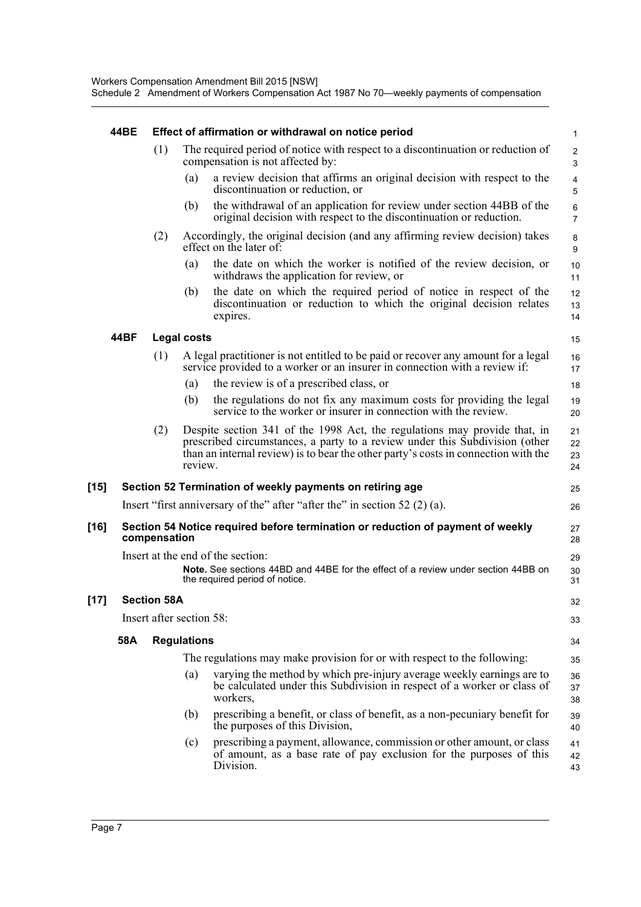#### 44BE Effect of affirmation or withdrawal on notice period

(1) The required period of notice with respect to a discontinuation or reduction of compensation is not affected by:

(a) a review decision that affirms an original decision with respect to the discontinuation or reduction, or

(b) the withdrawal of an application for review under section 44BB of the original decision with respect to the discontinuation or reduction.

(2) Accordingly, the original decision (and any affirming review decision) takes effect on the later of:

(a) the date on which the worker is notified of the review decision, or withdraws the application for review, or

(b) the date on which the required period of notice in respect of the discontinuation or reduction to which the original decision relates expires.

#### 44BF Legal costs

(1) A legal practitioner is not entitled to be paid or recover any amount for a legal service provided to a worker or an insurer in connection with a review if:

(a) the review is of a prescribed class, or

(b) the regulations do not fix any maximum costs for providing the legal service to the worker or insurer in connection with the review.

(2) Despite section 341 of the 1998 Act, the regulations may provide that, in prescribed circumstances, a party to a review under this Subdivision (other than an internal review) is to bear the other party's costs in connection with the review.

### [15] Section 52 Termination of weekly payments on retiring age

Insert "first anniversary of the" after "after the" in section 52 (2) (a).

### [16] Section 54 Notice required before termination or reduction of payment of weekly compensation

Insert at the end of the section:

**Note.** See sections 44BD and 44BE for the effect of a review under section 44BB on the required period of notice.

### [17] Section 58A

Insert after section 58:

#### 58A Regulations

The regulations may make provision for or with respect to the following:

(a) varying the method by which pre-injury average weekly earnings are to be calculated under this Subdivision in respect of a worker or class of workers,

(b) prescribing a benefit, or class of benefit, as a non-pecuniary benefit for the purposes of this Division,

(c) prescribing a payment, allowance, commission or other amount, or class of amount, as a base rate of pay exclusion for the purposes of this Division.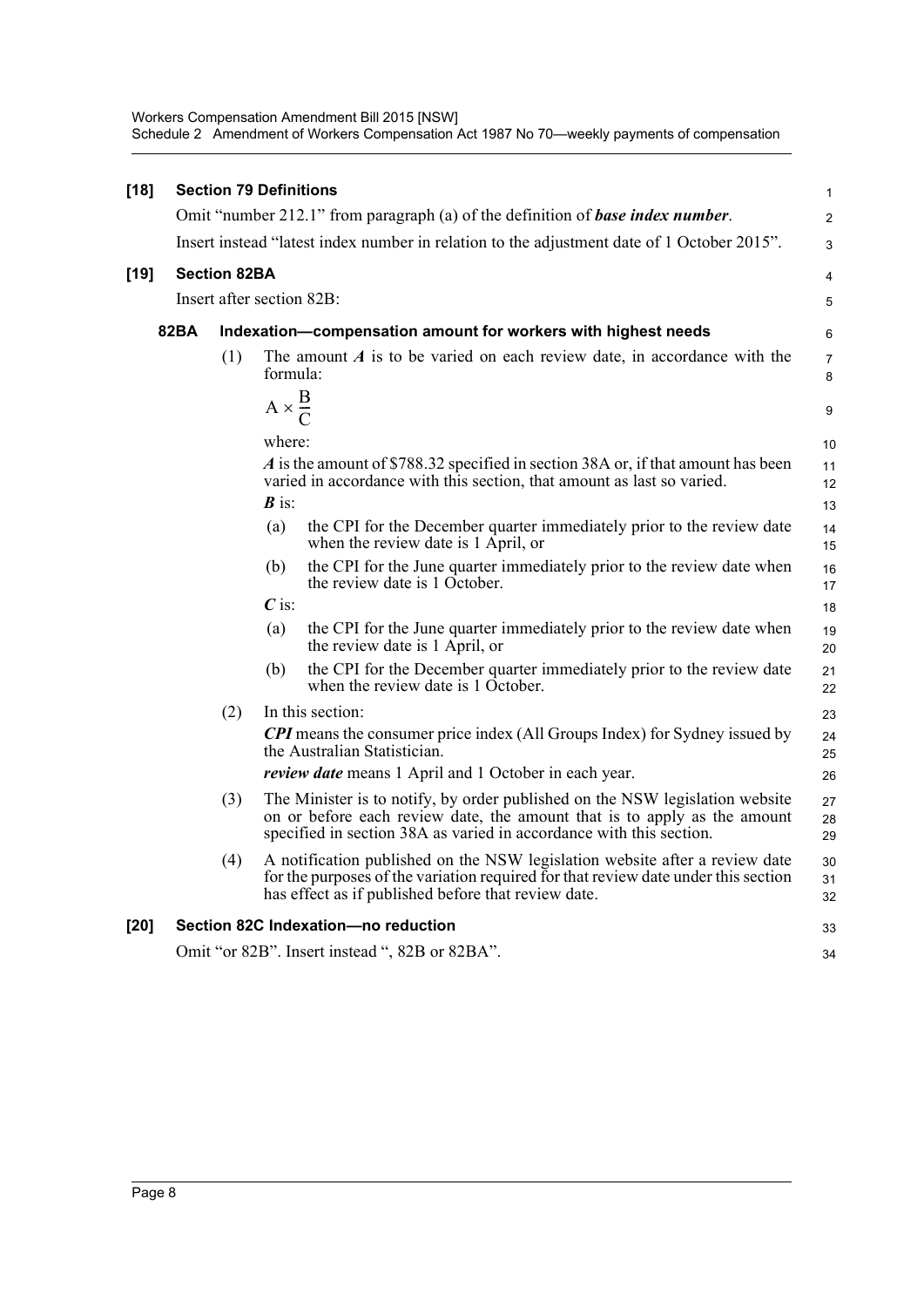**[18] Section 79 Definitions**

Omit "number 212.1" from paragraph (a) of the definition of ***base index number***.

Insert instead "latest index number in relation to the adjustment date of 1 October 2015".

**[19] Section 82BA**

Insert after section 82B:

**82BA Indexation—compensation amount for workers with highest needs**

(1) The amount ***A*** is to be varied on each review date, in accordance with the formula:

$$A \times \frac{B}{C}$$

where:

***A*** is the amount of $788.32 specified in section 38A or, if that amount has been varied in accordance with this section, that amount as last so varied.

***B*** is:

(a) the CPI for the December quarter immediately prior to the review date when the review date is 1 April, or

(b) the CPI for the June quarter immediately prior to the review date when the review date is 1 October.

***C*** is:

(a) the CPI for the June quarter immediately prior to the review date when the review date is 1 April, or

(b) the CPI for the December quarter immediately prior to the review date when the review date is 1 October.

(2) In this section:

***CPI*** means the consumer price index (All Groups Index) for Sydney issued by the Australian Statistician.

***review date*** means 1 April and 1 October in each year.

(3) The Minister is to notify, by order published on the NSW legislation website on or before each review date, the amount that is to apply as the amount specified in section 38A as varied in accordance with this section.

(4) A notification published on the NSW legislation website after a review date for the purposes of the variation required for that review date under this section has effect as if published before that review date.

**[20] Section 82C Indexation—no reduction**

Omit "or 82B". Insert instead ", 82B or 82BA".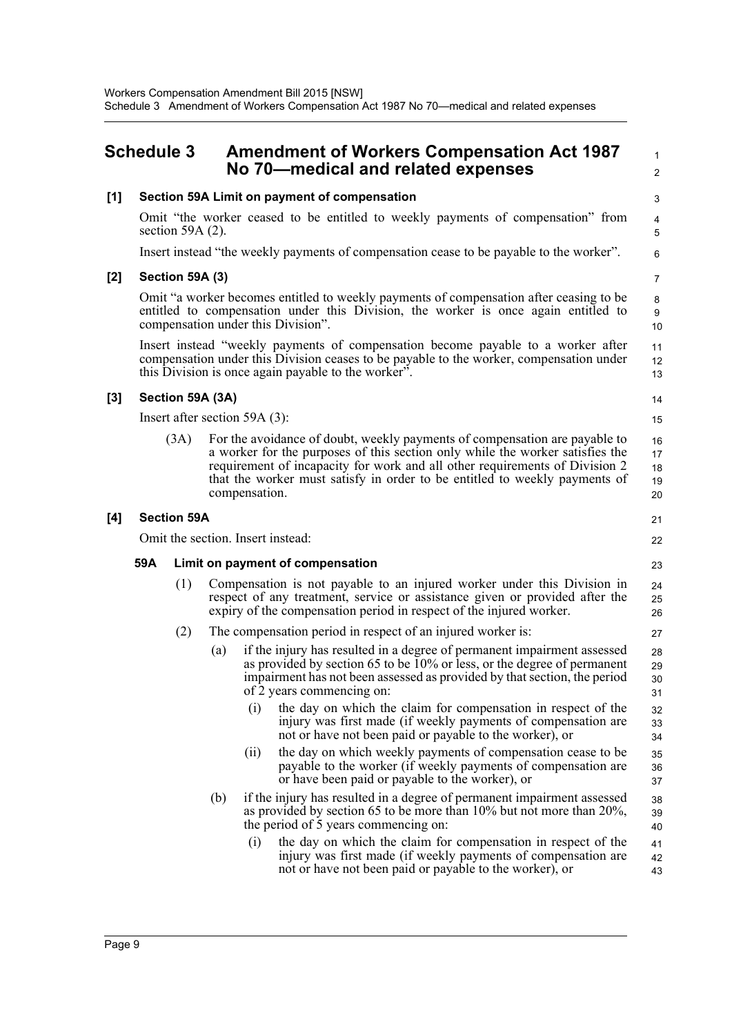## Schedule 3 Amendment of Workers Compensation Act 1987 No 70—medical and related expenses

**[1] Section 59A Limit on payment of compensation**

Omit "the worker ceased to be entitled to weekly payments of compensation" from section 59A (2).

Insert instead "the weekly payments of compensation cease to be payable to the worker".

**[2] Section 59A (3)**

Omit "a worker becomes entitled to weekly payments of compensation after ceasing to be entitled to compensation under this Division, the worker is once again entitled to compensation under this Division".

Insert instead "weekly payments of compensation become payable to a worker after compensation under this Division ceases to be payable to the worker, compensation under this Division is once again payable to the worker".

**[3] Section 59A (3A)**

Insert after section 59A (3):

(3A) For the avoidance of doubt, weekly payments of compensation are payable to a worker for the purposes of this section only while the worker satisfies the requirement of incapacity for work and all other requirements of Division 2 that the worker must satisfy in order to be entitled to weekly payments of compensation.

**[4] Section 59A**

Omit the section. Insert instead:

**59A Limit on payment of compensation**

(1) Compensation is not payable to an injured worker under this Division in respect of any treatment, service or assistance given or provided after the expiry of the compensation period in respect of the injured worker.

(2) The compensation period in respect of an injured worker is:

(a) if the injury has resulted in a degree of permanent impairment assessed as provided by section 65 to be 10% or less, or the degree of permanent impairment has not been assessed as provided by that section, the period of 2 years commencing on:

(i) the day on which the claim for compensation in respect of the injury was first made (if weekly payments of compensation are not or have not been paid or payable to the worker), or

(ii) the day on which weekly payments of compensation cease to be payable to the worker (if weekly payments of compensation are or have been paid or payable to the worker), or

(b) if the injury has resulted in a degree of permanent impairment assessed as provided by section 65 to be more than 10% but not more than 20%, the period of 5 years commencing on:

(i) the day on which the claim for compensation in respect of the injury was first made (if weekly payments of compensation are not or have not been paid or payable to the worker), or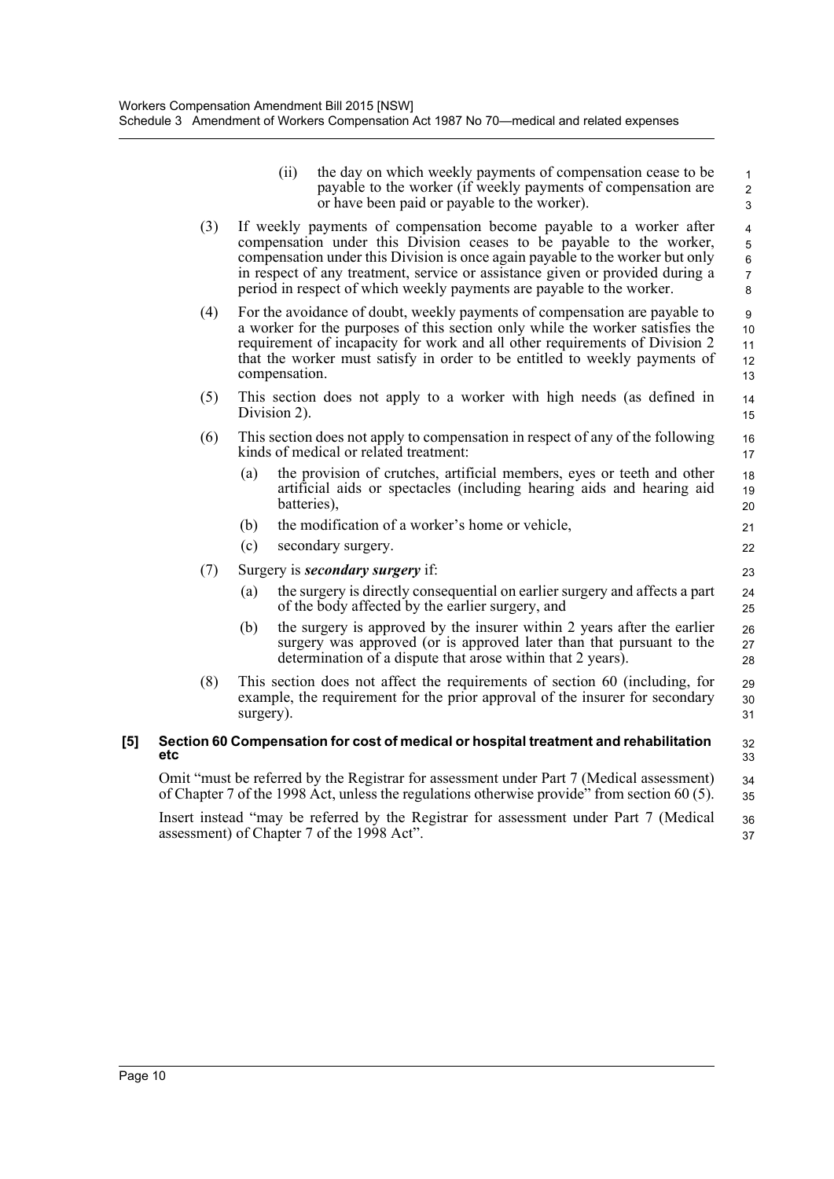(ii) the day on which weekly payments of compensation cease to be payable to the worker (if weekly payments of compensation are or have been paid or payable to the worker).

(3) If weekly payments of compensation become payable to a worker after compensation under this Division ceases to be payable to the worker, compensation under this Division is once again payable to the worker but only in respect of any treatment, service or assistance given or provided during a period in respect of which weekly payments are payable to the worker.

(4) For the avoidance of doubt, weekly payments of compensation are payable to a worker for the purposes of this section only while the worker satisfies the requirement of incapacity for work and all other requirements of Division 2 that the worker must satisfy in order to be entitled to weekly payments of compensation.

(5) This section does not apply to a worker with high needs (as defined in Division 2).

(6) This section does not apply to compensation in respect of any of the following kinds of medical or related treatment:

(a) the provision of crutches, artificial members, eyes or teeth and other artificial aids or spectacles (including hearing aids and hearing aid batteries),

(b) the modification of a worker's home or vehicle,

(c) secondary surgery.

(7) Surgery is ***secondary surgery*** if:

(a) the surgery is directly consequential on earlier surgery and affects a part of the body affected by the earlier surgery, and

(b) the surgery is approved by the insurer within 2 years after the earlier surgery was approved (or is approved later than that pursuant to the determination of a dispute that arose within that 2 years).

(8) This section does not affect the requirements of section 60 (including, for example, the requirement for the prior approval of the insurer for secondary surgery).

**[5] Section 60 Compensation for cost of medical or hospital treatment and rehabilitation etc**

Omit "must be referred by the Registrar for assessment under Part 7 (Medical assessment) of Chapter 7 of the 1998 Act, unless the regulations otherwise provide" from section 60 (5).

Insert instead "may be referred by the Registrar for assessment under Part 7 (Medical assessment) of Chapter 7 of the 1998 Act".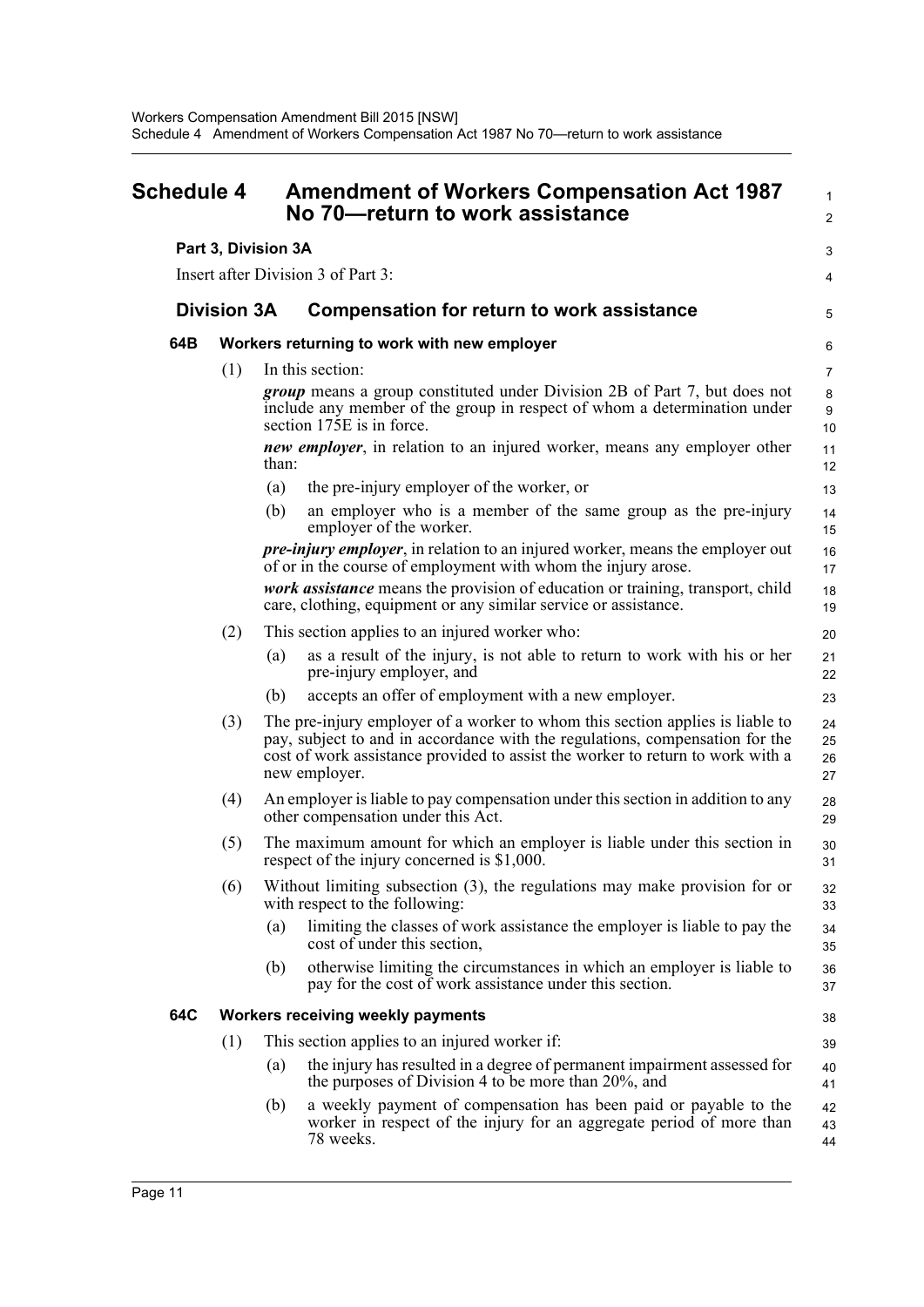# Schedule 4 Amendment of Workers Compensation Act 1987 No 70—return to work assistance

## Part 3, Division 3A

Insert after Division 3 of Part 3:

## Division 3A Compensation for return to work assistance

### 64B Workers returning to work with new employer

(1) In this section:

***group*** means a group constituted under Division 2B of Part 7, but does not include any member of the group in respect of whom a determination under section 175E is in force.

***new employer***, in relation to an injured worker, means any employer other than:

(a) the pre-injury employer of the worker, or

(b) an employer who is a member of the same group as the pre-injury employer of the worker.

***pre-injury employer***, in relation to an injured worker, means the employer out of or in the course of employment with whom the injury arose.

***work assistance*** means the provision of education or training, transport, child care, clothing, equipment or any similar service or assistance.

(2) This section applies to an injured worker who:

(a) as a result of the injury, is not able to return to work with his or her pre-injury employer, and

(b) accepts an offer of employment with a new employer.

(3) The pre-injury employer of a worker to whom this section applies is liable to pay, subject to and in accordance with the regulations, compensation for the cost of work assistance provided to assist the worker to return to work with a new employer.

(4) An employer is liable to pay compensation under this section in addition to any other compensation under this Act.

(5) The maximum amount for which an employer is liable under this section in respect of the injury concerned is $1,000.

(6) Without limiting subsection (3), the regulations may make provision for or with respect to the following:

(a) limiting the classes of work assistance the employer is liable to pay the cost of under this section,

(b) otherwise limiting the circumstances in which an employer is liable to pay for the cost of work assistance under this section.

### 64C Workers receiving weekly payments

(1) This section applies to an injured worker if:

(a) the injury has resulted in a degree of permanent impairment assessed for the purposes of Division 4 to be more than 20%, and

(b) a weekly payment of compensation has been paid or payable to the worker in respect of the injury for an aggregate period of more than 78 weeks.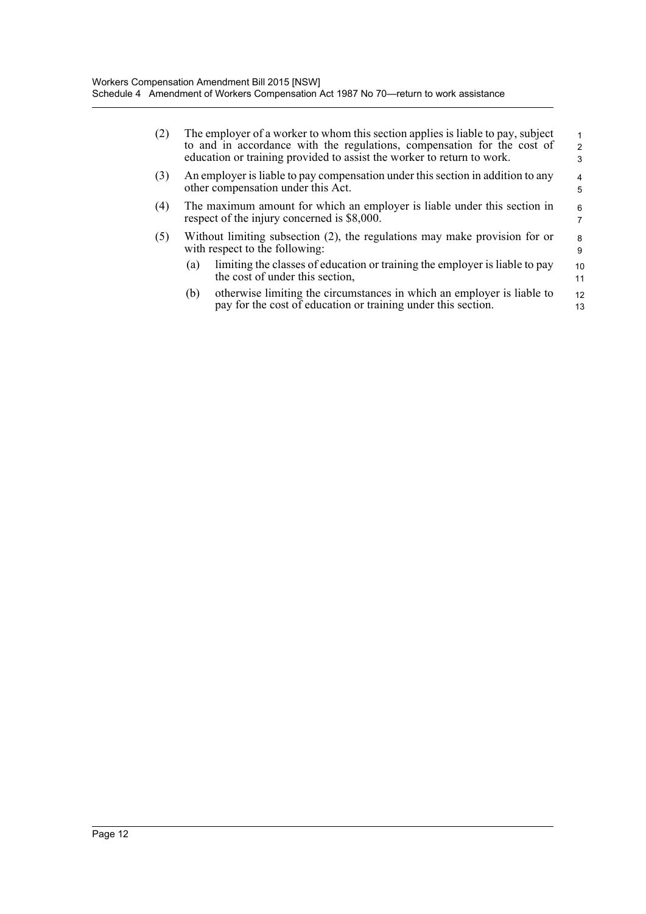(2) The employer of a worker to whom this section applies is liable to pay, subject to and in accordance with the regulations, compensation for the cost of education or training provided to assist the worker to return to work.

(3) An employer is liable to pay compensation under this section in addition to any other compensation under this Act.

(4) The maximum amount for which an employer is liable under this section in respect of the injury concerned is $8,000.

(5) Without limiting subsection (2), the regulations may make provision for or with respect to the following:

(a) limiting the classes of education or training the employer is liable to pay the cost of under this section,

(b) otherwise limiting the circumstances in which an employer is liable to pay for the cost of education or training under this section.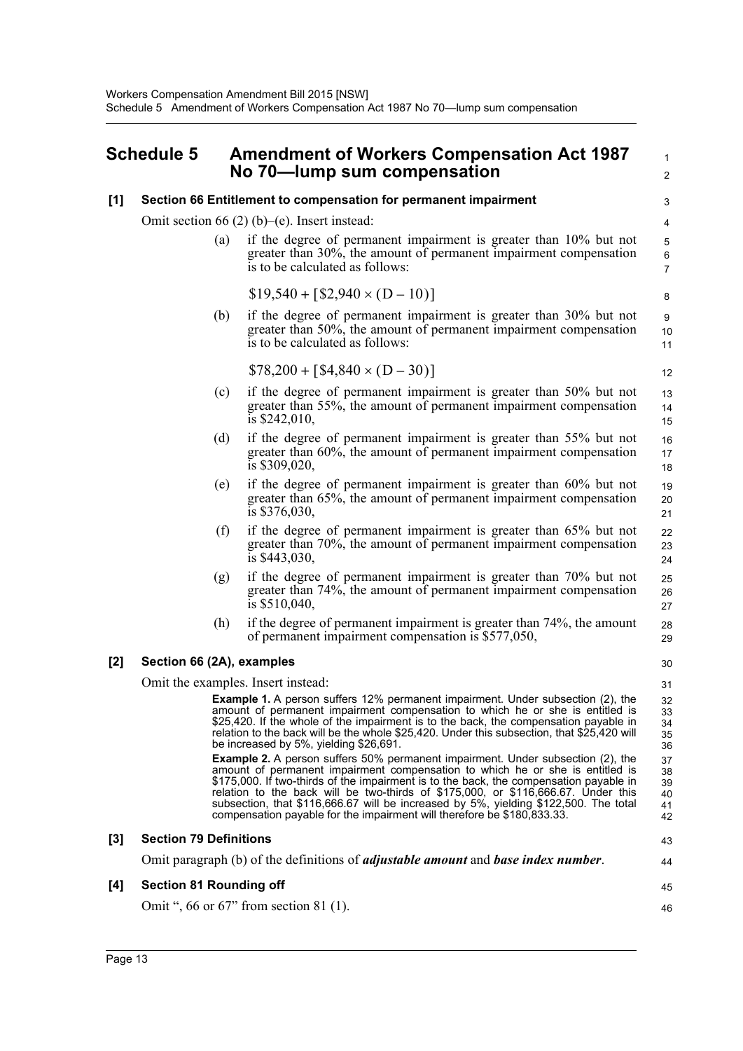# Schedule 5 Amendment of Workers Compensation Act 1987 No 70—lump sum compensation

**[1] Section 66 Entitlement to compensation for permanent impairment**

Omit section 66 (2) (b)–(e). Insert instead:

(a) if the degree of permanent impairment is greater than 10% but not greater than 30%, the amount of permanent impairment compensation is to be calculated as follows:

$$\$19{,}540 + [\$2{,}940 \times (D - 10)]$$

(b) if the degree of permanent impairment is greater than 30% but not greater than 50%, the amount of permanent impairment compensation is to be calculated as follows:

$$\$78{,}200 + [\$4{,}840 \times (D - 30)]$$

(c) if the degree of permanent impairment is greater than 50% but not greater than 55%, the amount of permanent impairment compensation is \$242,010,

(d) if the degree of permanent impairment is greater than 55% but not greater than 60%, the amount of permanent impairment compensation is \$309,020,

(e) if the degree of permanent impairment is greater than 60% but not greater than 65%, the amount of permanent impairment compensation is \$376,030,

(f) if the degree of permanent impairment is greater than 65% but not greater than 70%, the amount of permanent impairment compensation is \$443,030,

(g) if the degree of permanent impairment is greater than 70% but not greater than 74%, the amount of permanent impairment compensation is \$510,040,

(h) if the degree of permanent impairment is greater than 74%, the amount of permanent impairment compensation is \$577,050,

**[2] Section 66 (2A), examples**

Omit the examples. Insert instead:

**Example 1.** A person suffers 12% permanent impairment. Under subsection (2), the amount of permanent impairment compensation to which he or she is entitled is \$25,420. If the whole of the impairment is to the back, the compensation payable in relation to the back will be the whole \$25,420. Under this subsection, that \$25,420 will be increased by 5%, yielding \$26,691.

**Example 2.** A person suffers 50% permanent impairment. Under subsection (2), the amount of permanent impairment compensation to which he or she is entitled is \$175,000. If two-thirds of the impairment is to the back, the compensation payable in relation to the back will be two-thirds of \$175,000, or \$116,666.67. Under this subsection, that \$116,666.67 will be increased by 5%, yielding \$122,500. The total compensation payable for the impairment will therefore be \$180,833.33.

**[3] Section 79 Definitions**

Omit paragraph (b) of the definitions of ***adjustable amount*** and ***base index number***.

**[4] Section 81 Rounding off**

Omit ", 66 or 67" from section 81 (1).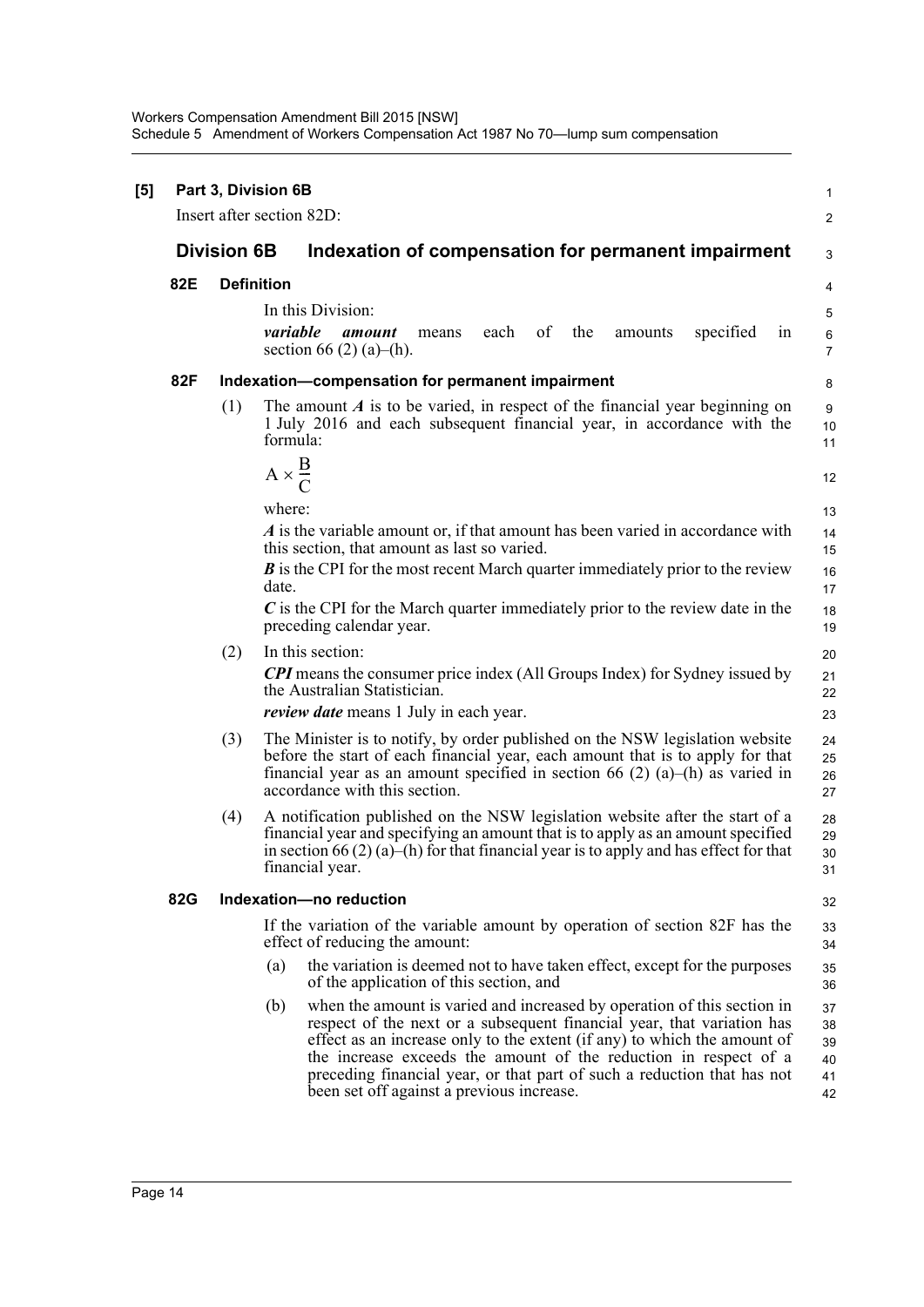**[5] Part 3, Division 6B**

Insert after section 82D:

## Division 6B Indexation of compensation for permanent impairment

### 82E Definition

In this Division:

***variable amount*** means each of the amounts specified in section 66 (2) (a)–(h).

### 82F Indexation—compensation for permanent impairment

(1) The amount $A$ is to be varied, in respect of the financial year beginning on 1 July 2016 and each subsequent financial year, in accordance with the formula:

$$A \times \frac{B}{C}$$

where:

$A$ is the variable amount or, if that amount has been varied in accordance with this section, that amount as last so varied.

$B$ is the CPI for the most recent March quarter immediately prior to the review date.

$C$ is the CPI for the March quarter immediately prior to the review date in the preceding calendar year.

(2) In this section:

***CPI*** means the consumer price index (All Groups Index) for Sydney issued by the Australian Statistician.

***review date*** means 1 July in each year.

(3) The Minister is to notify, by order published on the NSW legislation website before the start of each financial year, each amount that is to apply for that financial year as an amount specified in section 66 (2) (a)–(h) as varied in accordance with this section.

(4) A notification published on the NSW legislation website after the start of a financial year and specifying an amount that is to apply as an amount specified in section 66 (2) (a)–(h) for that financial year is to apply and has effect for that financial year.

### 82G Indexation—no reduction

If the variation of the variable amount by operation of section 82F has the effect of reducing the amount:

(a) the variation is deemed not to have taken effect, except for the purposes of the application of this section, and

(b) when the amount is varied and increased by operation of this section in respect of the next or a subsequent financial year, that variation has effect as an increase only to the extent (if any) to which the amount of the increase exceeds the amount of the reduction in respect of a preceding financial year, or that part of such a reduction that has not been set off against a previous increase.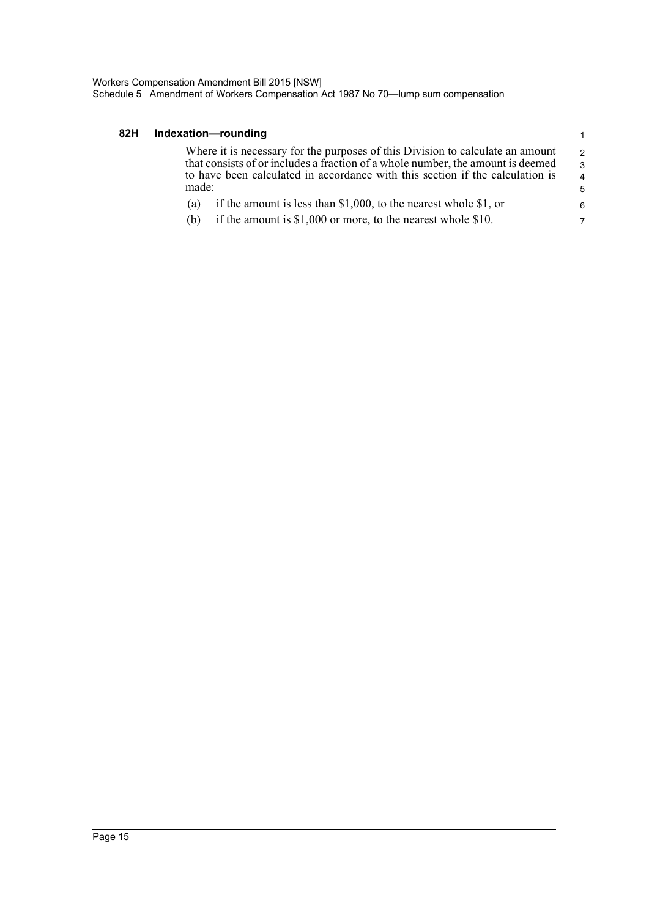### 82H Indexation—rounding

Where it is necessary for the purposes of this Division to calculate an amount that consists of or includes a fraction of a whole number, the amount is deemed to have been calculated in accordance with this section if the calculation is made:

(a) if the amount is less than $1,000, to the nearest whole $1, or

(b) if the amount is $1,000 or more, to the nearest whole $10.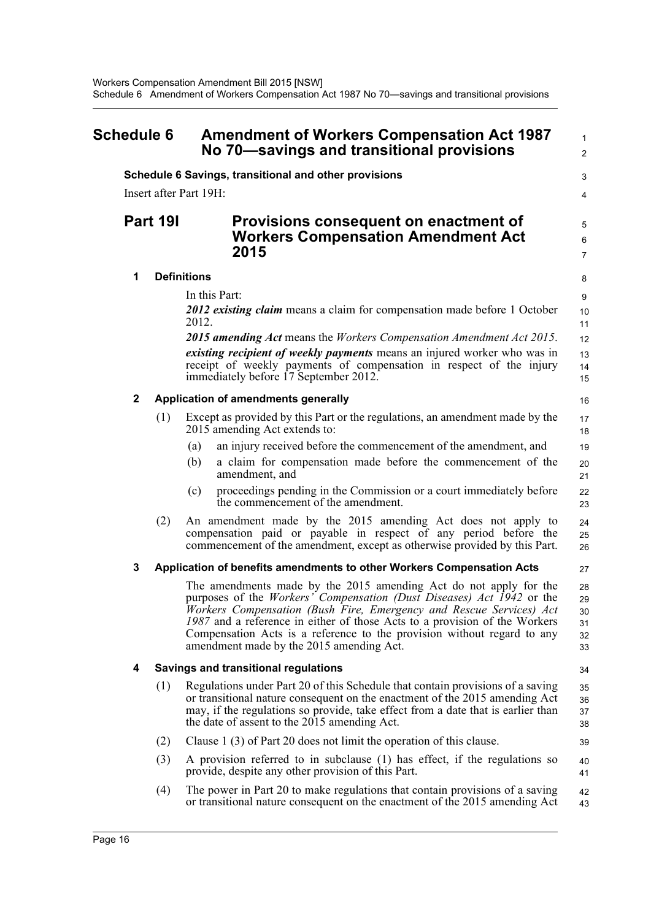# Schedule 6 Amendment of Workers Compensation Act 1987 No 70—savings and transitional provisions

**Schedule 6 Savings, transitional and other provisions**

Insert after Part 19H:

## Part 19I Provisions consequent on enactment of Workers Compensation Amendment Act 2015

### 1 Definitions

In this Part:

***2012 existing claim*** means a claim for compensation made before 1 October 2012.

***2015 amending Act*** means the *Workers Compensation Amendment Act 2015*.

***existing recipient of weekly payments*** means an injured worker who was in receipt of weekly payments of compensation in respect of the injury immediately before 17 September 2012.

### 2 Application of amendments generally

(1) Except as provided by this Part or the regulations, an amendment made by the 2015 amending Act extends to:

- (a) an injury received before the commencement of the amendment, and
- (b) a claim for compensation made before the commencement of the amendment, and
- (c) proceedings pending in the Commission or a court immediately before the commencement of the amendment.

(2) An amendment made by the 2015 amending Act does not apply to compensation paid or payable in respect of any period before the commencement of the amendment, except as otherwise provided by this Part.

### 3 Application of benefits amendments to other Workers Compensation Acts

The amendments made by the 2015 amending Act do not apply for the purposes of the *Workers' Compensation (Dust Diseases) Act 1942* or the *Workers Compensation (Bush Fire, Emergency and Rescue Services) Act 1987* and a reference in either of those Acts to a provision of the Workers Compensation Acts is a reference to the provision without regard to any amendment made by the 2015 amending Act.

### 4 Savings and transitional regulations

(1) Regulations under Part 20 of this Schedule that contain provisions of a saving or transitional nature consequent on the enactment of the 2015 amending Act may, if the regulations so provide, take effect from a date that is earlier than the date of assent to the 2015 amending Act.

(2) Clause 1 (3) of Part 20 does not limit the operation of this clause.

(3) A provision referred to in subclause (1) has effect, if the regulations so provide, despite any other provision of this Part.

(4) The power in Part 20 to make regulations that contain provisions of a saving or transitional nature consequent on the enactment of the 2015 amending Act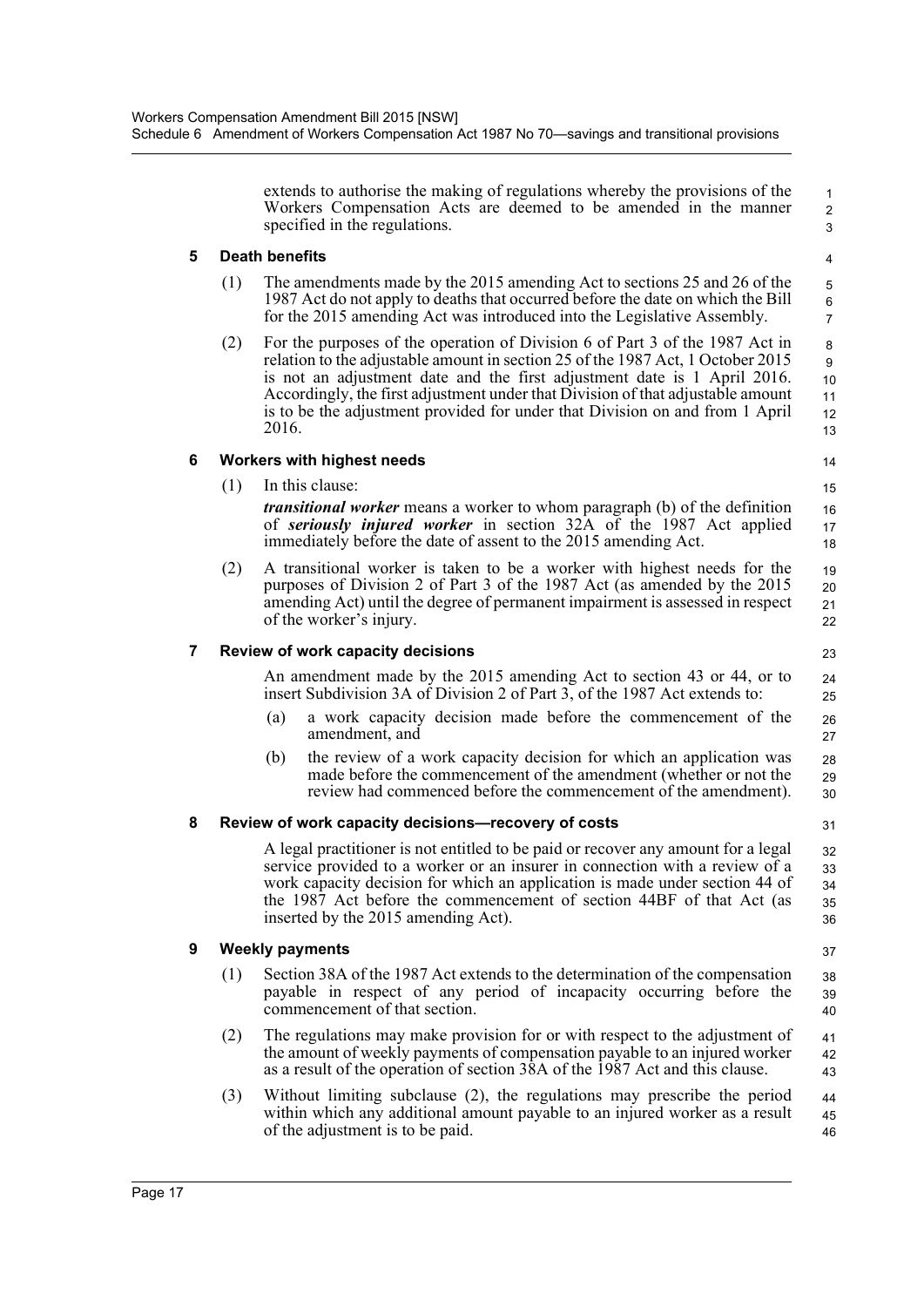extends to authorise the making of regulations whereby the provisions of the Workers Compensation Acts are deemed to be amended in the manner specified in the regulations.

### 5 Death benefits

(1) The amendments made by the 2015 amending Act to sections 25 and 26 of the 1987 Act do not apply to deaths that occurred before the date on which the Bill for the 2015 amending Act was introduced into the Legislative Assembly.

(2) For the purposes of the operation of Division 6 of Part 3 of the 1987 Act in relation to the adjustable amount in section 25 of the 1987 Act, 1 October 2015 is not an adjustment date and the first adjustment date is 1 April 2016. Accordingly, the first adjustment under that Division of that adjustable amount is to be the adjustment provided for under that Division on and from 1 April 2016.

### 6 Workers with highest needs

(1) In this clause:

***transitional worker*** means a worker to whom paragraph (b) of the definition of ***seriously injured worker*** in section 32A of the 1987 Act applied immediately before the date of assent to the 2015 amending Act.

(2) A transitional worker is taken to be a worker with highest needs for the purposes of Division 2 of Part 3 of the 1987 Act (as amended by the 2015 amending Act) until the degree of permanent impairment is assessed in respect of the worker's injury.

### 7 Review of work capacity decisions

An amendment made by the 2015 amending Act to section 43 or 44, or to insert Subdivision 3A of Division 2 of Part 3, of the 1987 Act extends to:

(a) a work capacity decision made before the commencement of the amendment, and

(b) the review of a work capacity decision for which an application was made before the commencement of the amendment (whether or not the review had commenced before the commencement of the amendment).

### 8 Review of work capacity decisions—recovery of costs

A legal practitioner is not entitled to be paid or recover any amount for a legal service provided to a worker or an insurer in connection with a review of a work capacity decision for which an application is made under section 44 of the 1987 Act before the commencement of section 44BF of that Act (as inserted by the 2015 amending Act).

### 9 Weekly payments

(1) Section 38A of the 1987 Act extends to the determination of the compensation payable in respect of any period of incapacity occurring before the commencement of that section.

(2) The regulations may make provision for or with respect to the adjustment of the amount of weekly payments of compensation payable to an injured worker as a result of the operation of section 38A of the 1987 Act and this clause.

(3) Without limiting subclause (2), the regulations may prescribe the period within which any additional amount payable to an injured worker as a result of the adjustment is to be paid.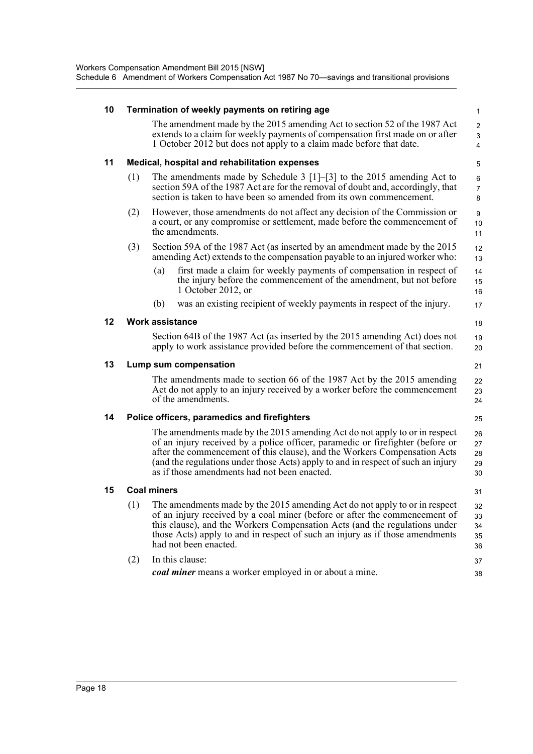### 10 Termination of weekly payments on retiring age

The amendment made by the 2015 amending Act to section 52 of the 1987 Act extends to a claim for weekly payments of compensation first made on or after 1 October 2012 but does not apply to a claim made before that date.

### 11 Medical, hospital and rehabilitation expenses

(1) The amendments made by Schedule 3 [1]–[3] to the 2015 amending Act to section 59A of the 1987 Act are for the removal of doubt and, accordingly, that section is taken to have been so amended from its own commencement.

(2) However, those amendments do not affect any decision of the Commission or a court, or any compromise or settlement, made before the commencement of the amendments.

(3) Section 59A of the 1987 Act (as inserted by an amendment made by the 2015 amending Act) extends to the compensation payable to an injured worker who:

(a) first made a claim for weekly payments of compensation in respect of the injury before the commencement of the amendment, but not before 1 October 2012, or

(b) was an existing recipient of weekly payments in respect of the injury.

### 12 Work assistance

Section 64B of the 1987 Act (as inserted by the 2015 amending Act) does not apply to work assistance provided before the commencement of that section.

### 13 Lump sum compensation

The amendments made to section 66 of the 1987 Act by the 2015 amending Act do not apply to an injury received by a worker before the commencement of the amendments.

### 14 Police officers, paramedics and firefighters

The amendments made by the 2015 amending Act do not apply to or in respect of an injury received by a police officer, paramedic or firefighter (before or after the commencement of this clause), and the Workers Compensation Acts (and the regulations under those Acts) apply to and in respect of such an injury as if those amendments had not been enacted.

### 15 Coal miners

(1) The amendments made by the 2015 amending Act do not apply to or in respect of an injury received by a coal miner (before or after the commencement of this clause), and the Workers Compensation Acts (and the regulations under those Acts) apply to and in respect of such an injury as if those amendments had not been enacted.

(2) In this clause:

***coal miner*** means a worker employed in or about a mine.